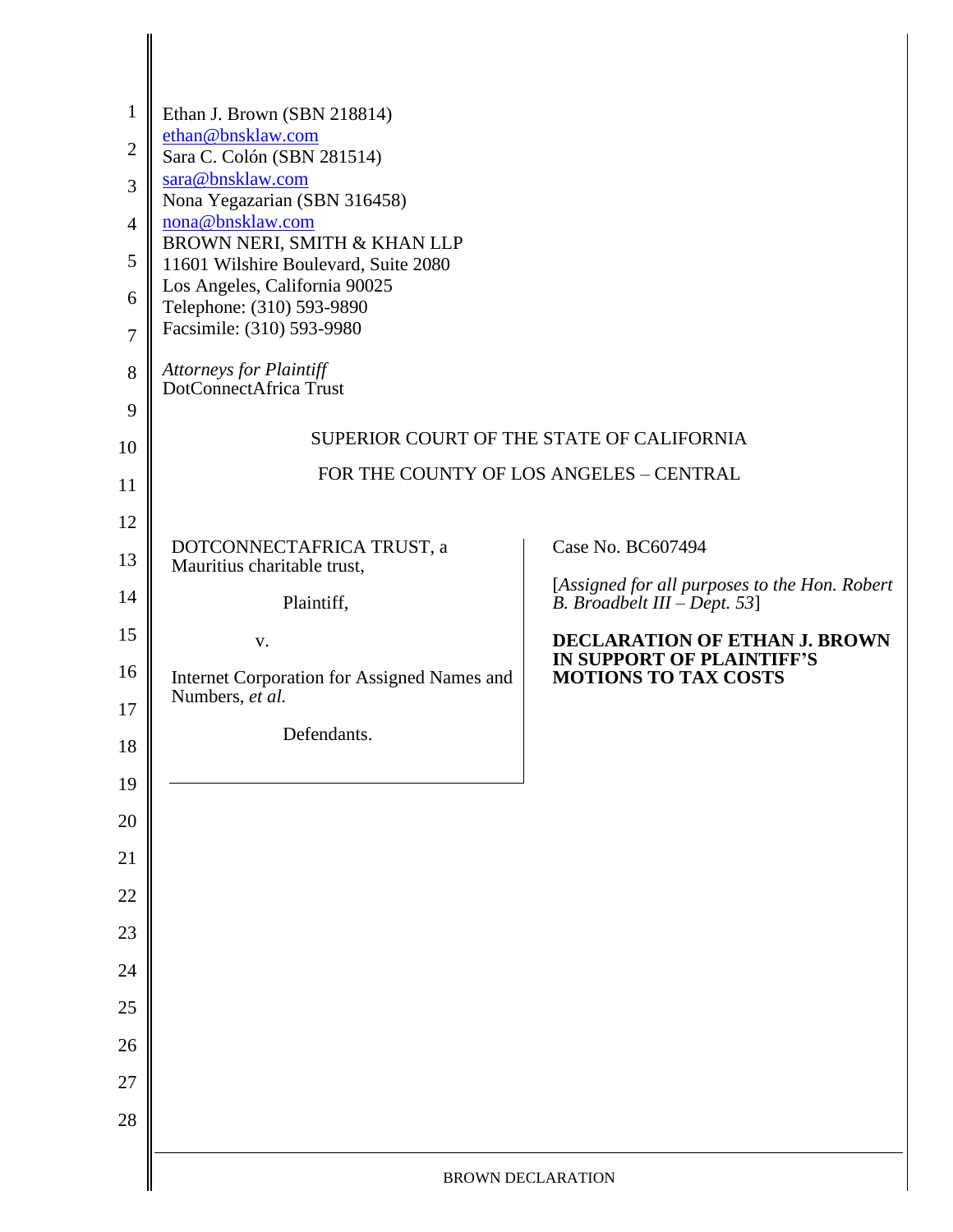Ethan J. Brown (SBN 218814)
ethan@bnsklaw.com
Sara C. Colón (SBN 281514)
sara@bnsklaw.com
Nona Yegazarian (SBN 316458)
nona@bnsklaw.com
BROWN NERI, SMITH & KHAN LLP
11601 Wilshire Boulevard, Suite 2080
Los Angeles, California 90025
Telephone: (310) 593-9890
Facsimile: (310) 593-9980

*Attorneys for Plaintiff*
DotConnectAfrica Trust

SUPERIOR COURT OF THE STATE OF CALIFORNIA

FOR THE COUNTY OF LOS ANGELES – CENTRAL

| | |
|---|---|
| DOTCONNECTAFRICA TRUST, a Mauritius charitable trust,<br><br>Plaintiff,<br><br>v.<br><br>Internet Corporation for Assigned Names and Numbers, *et al.*<br><br>Defendants. | Case No. BC607494<br><br>[*Assigned for all purposes to the Hon. Robert B. Broadbelt III – Dept. 53*]<br><br>**DECLARATION OF ETHAN J. BROWN IN SUPPORT OF PLAINTIFF'S MOTIONS TO TAX COSTS** |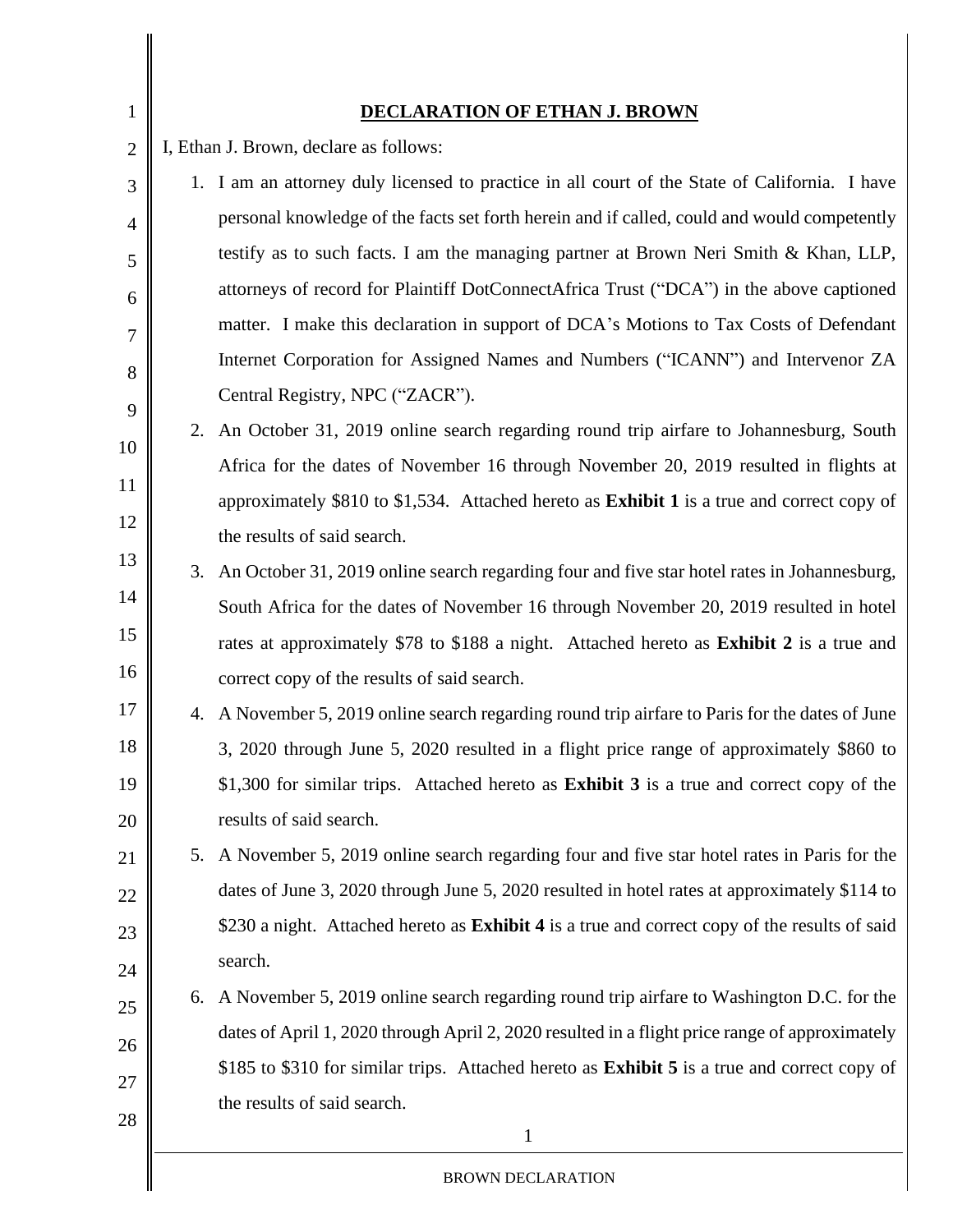## DECLARATION OF ETHAN J. BROWN

I, Ethan J. Brown, declare as follows:

1. I am an attorney duly licensed to practice in all court of the State of California. I have personal knowledge of the facts set forth herein and if called, could and would competently testify as to such facts. I am the managing partner at Brown Neri Smith & Khan, LLP, attorneys of record for Plaintiff DotConnectAfrica Trust ("DCA") in the above captioned matter. I make this declaration in support of DCA's Motions to Tax Costs of Defendant Internet Corporation for Assigned Names and Numbers ("ICANN") and Intervenor ZA Central Registry, NPC ("ZACR").
2. An October 31, 2019 online search regarding round trip airfare to Johannesburg, South Africa for the dates of November 16 through November 20, 2019 resulted in flights at approximately $810 to $1,534. Attached hereto as **Exhibit 1** is a true and correct copy of the results of said search.
3. An October 31, 2019 online search regarding four and five star hotel rates in Johannesburg, South Africa for the dates of November 16 through November 20, 2019 resulted in hotel rates at approximately $78 to $188 a night. Attached hereto as **Exhibit 2** is a true and correct copy of the results of said search.
4. A November 5, 2019 online search regarding round trip airfare to Paris for the dates of June 3, 2020 through June 5, 2020 resulted in a flight price range of approximately $860 to $1,300 for similar trips. Attached hereto as **Exhibit 3** is a true and correct copy of the results of said search.
5. A November 5, 2019 online search regarding four and five star hotel rates in Paris for the dates of June 3, 2020 through June 5, 2020 resulted in hotel rates at approximately $114 to $230 a night. Attached hereto as **Exhibit 4** is a true and correct copy of the results of said search.
6. A November 5, 2019 online search regarding round trip airfare to Washington D.C. for the dates of April 1, 2020 through April 2, 2020 resulted in a flight price range of approximately $185 to $310 for similar trips. Attached hereto as **Exhibit 5** is a true and correct copy of the results of said search.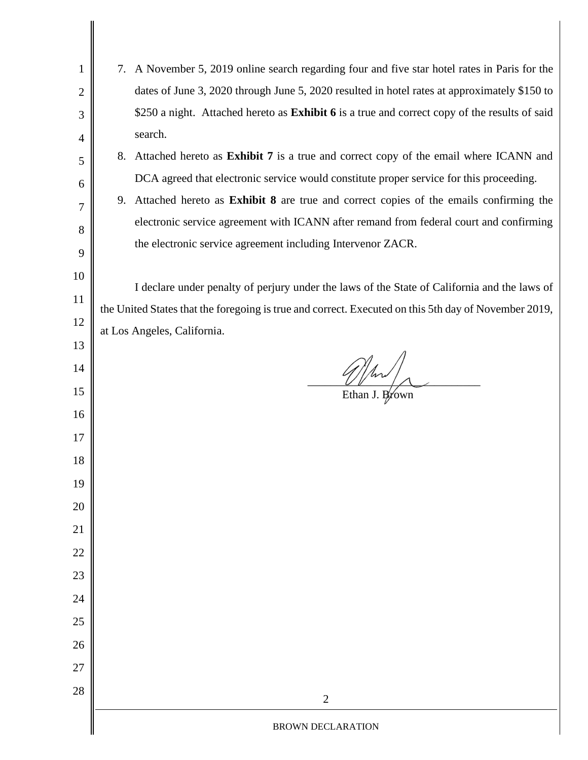7. A November 5, 2019 online search regarding four and five star hotel rates in Paris for the dates of June 3, 2020 through June 5, 2020 resulted in hotel rates at approximately $150 to $250 a night. Attached hereto as **Exhibit 6** is a true and correct copy of the results of said search.
8. Attached hereto as **Exhibit 7** is a true and correct copy of the email where ICANN and DCA agreed that electronic service would constitute proper service for this proceeding.
9. Attached hereto as **Exhibit 8** are true and correct copies of the emails confirming the electronic service agreement with ICANN after remand from federal court and confirming the electronic service agreement including Intervenor ZACR.

I declare under penalty of perjury under the laws of the State of California and the laws of the United States that the foregoing is true and correct. Executed on this 5th day of November 2019, at Los Angeles, California.

\_\_\_\_\_\_\_\_\_\_\_\_\_\_\_\_\_\_\_\_\_\_\_\_\_\_\_\_\_\_

Ethan J. Brown